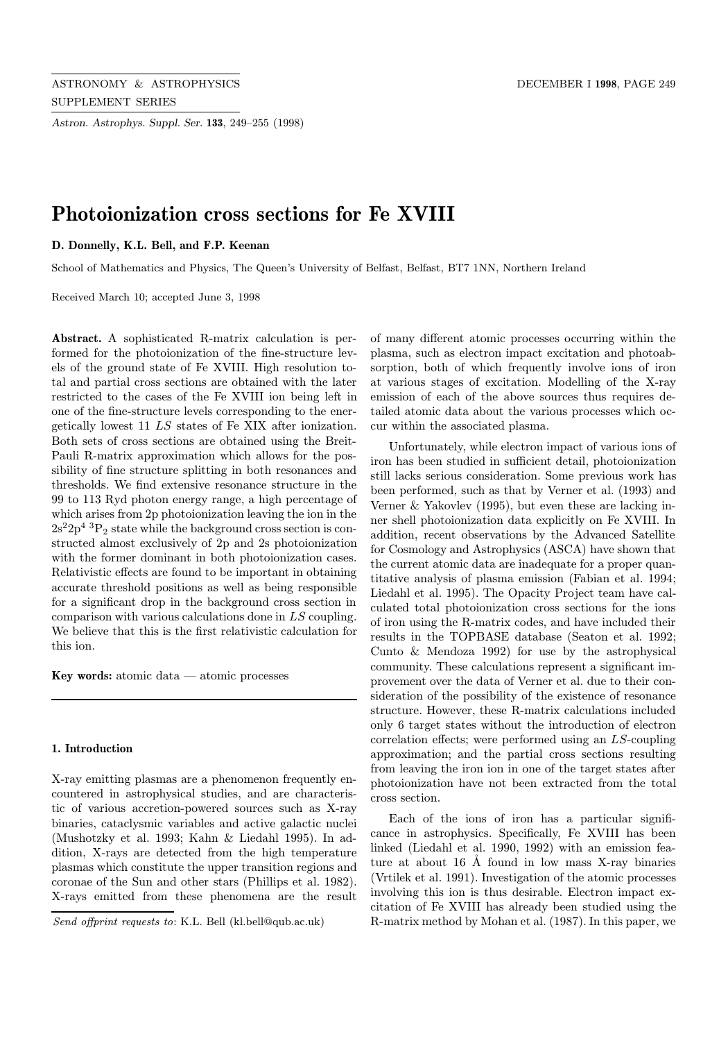# Photoionization cross sections for Fe XVIII

**D. Donnelly, K.L. Bell, and F.P. Keenan**

School of Mathematics and Physics, The Queen's University of Belfast, Belfast, BT7 1NN, Northern Ireland

Received March 10; accepted June 3, 1998

**Abstract.** A sophisticated R-matrix calculation is performed for the photoionization of the fine-structure levels of the ground state of Fe XVIII. High resolution total and partial cross sections are obtained with the later restricted to the cases of the Fe XVIII ion being left in one of the fine-structure levels corresponding to the energetically lowest 11 *LS* states of Fe XIX after ionization. Both sets of cross sections are obtained using the Breit-Pauli R-matrix approximation which allows for the possibility of fine structure splitting in both resonances and thresholds. We find extensive resonance structure in the 99 to 113 Ryd photon energy range, a high percentage of which arises from 2p photoionization leaving the ion in the $2s^22p^4\ ^3P_2$ state while the background cross section is constructed almost exclusively of 2p and 2s photoionization with the former dominant in both photoionization cases. Relativistic effects are found to be important in obtaining accurate threshold positions as well as being responsible for a significant drop in the background cross section in comparison with various calculations done in *LS* coupling. We believe that this is the first relativistic calculation for this ion.

**Key words:** atomic data — atomic processes

## 1. Introduction

X-ray emitting plasmas are a phenomenon frequently encountered in astrophysical studies, and are characteristic of various accretion-powered sources such as X-ray binaries, cataclysmic variables and active galactic nuclei (Mushotzky et al. 1993; Kahn & Liedahl 1995). In addition, X-rays are detected from the high temperature plasmas which constitute the upper transition regions and coronae of the Sun and other stars (Phillips et al. 1982). X-rays emitted from these phenomena are the result of many different atomic processes occurring within the plasma, such as electron impact excitation and photoabsorption, both of which frequently involve ions of iron at various stages of excitation. Modelling of the X-ray emission of each of the above sources thus requires detailed atomic data about the various processes which occur within the associated plasma.

Unfortunately, while electron impact of various ions of iron has been studied in sufficient detail, photoionization still lacks serious consideration. Some previous work has been performed, such as that by Verner et al. (1993) and Verner & Yakovlev (1995), but even these are lacking inner shell photoionization data explicitly on Fe XVIII. In addition, recent observations by the Advanced Satellite for Cosmology and Astrophysics (ASCA) have shown that the current atomic data are inadequate for a proper quantitative analysis of plasma emission (Fabian et al. 1994; Liedahl et al. 1995). The Opacity Project team have calculated total photoionization cross sections for the ions of iron using the R-matrix codes, and have included their results in the TOPBASE database (Seaton et al. 1992; Cunto & Mendoza 1992) for use by the astrophysical community. These calculations represent a significant improvement over the data of Verner et al. due to their consideration of the possibility of the existence of resonance structure. However, these R-matrix calculations included only 6 target states without the introduction of electron correlation effects; were performed using an *LS*-coupling approximation; and the partial cross sections resulting from leaving the iron ion in one of the target states after photoionization have not been extracted from the total cross section.

Each of the ions of iron has a particular significance in astrophysics. Specifically, Fe XVIII has been linked (Liedahl et al. 1990, 1992) with an emission feature at about 16 Å found in low mass X-ray binaries (Vrtilek et al. 1991). Investigation of the atomic processes involving this ion is thus desirable. Electron impact excitation of Fe XVIII has already been studied using the R-matrix method by Mohan et al. (1987). In this paper, we

*Send offprint requests to*: K.L. Bell (kl.bell@qub.ac.uk)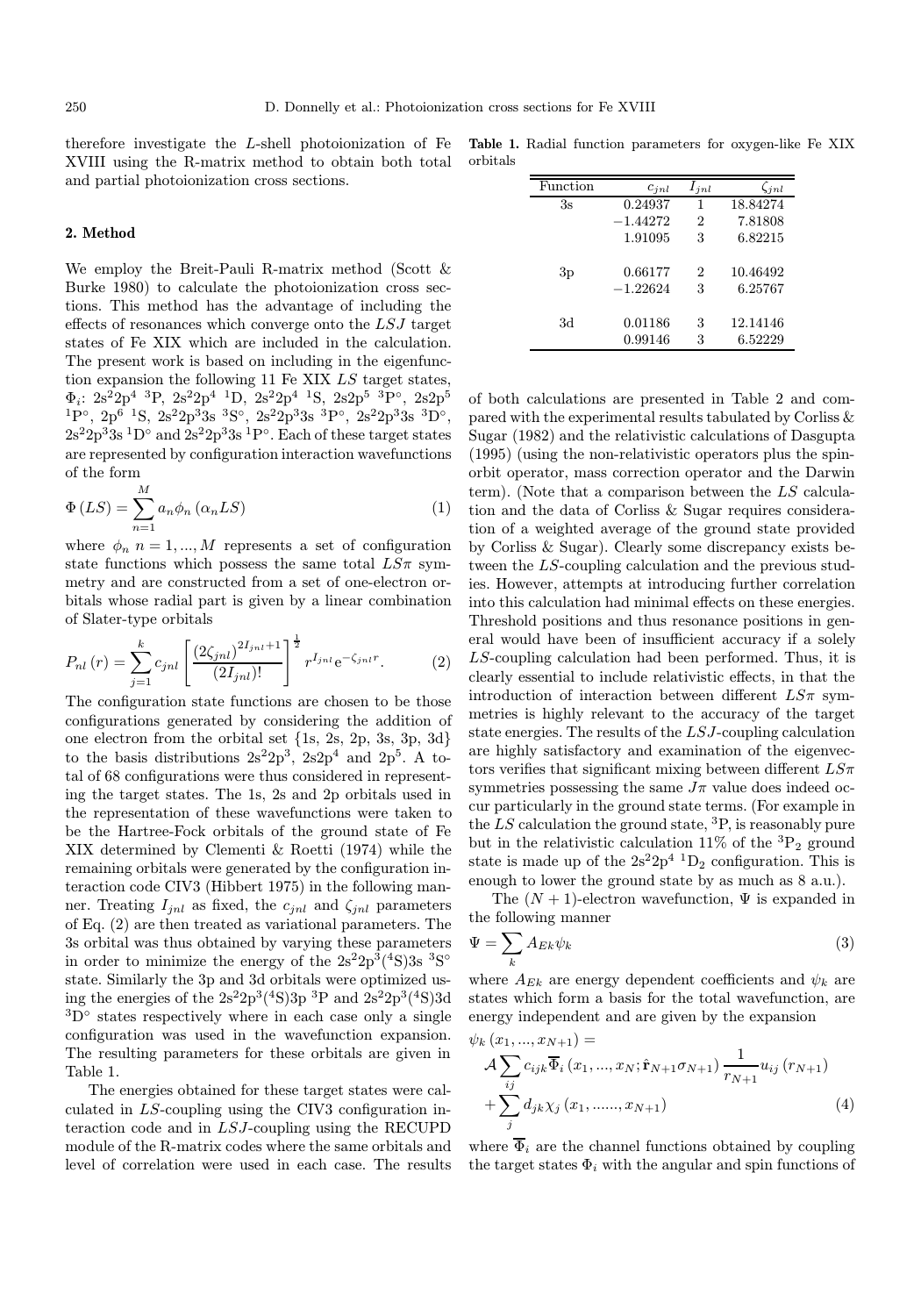therefore investigate the $L$-shell photoionization of Fe XVIII using the R-matrix method to obtain both total and partial photoionization cross sections.

## 2. Method

We employ the Breit-Pauli R-matrix method (Scott & Burke 1980) to calculate the photoionization cross sections. This method has the advantage of including the effects of resonances which converge onto the $LSJ$ target states of Fe XIX which are included in the calculation. The present work is based on including in the eigenfunction expansion the following 11 Fe XIX $LS$ target states, $\Phi_i$: $2s^22p^4\ ^3P$, $2s^22p^4\ ^1D$, $2s^22p^4\ ^1S$, $2s2p^5\ ^3P^\circ$, $2s2p^5\ ^1P^\circ$, $2p^6\ ^1S$, $2s^22p^33s\ ^3S^\circ$, $2s^22p^33s\ ^3P^\circ$, $2s^22p^33s\ ^3D^\circ$, $2s^22p^33s\ ^1D^\circ$ and $2s^22p^33s\ ^1P^\circ$. Each of these target states are represented by configuration interaction wavefunctions of the form

$$\Phi\left(LS\right) = \sum_{n=1}^{M} a_n \phi_n \left(\alpha_n LS\right) \tag{1}$$

where $\phi_n$ $n = 1, ..., M$ represents a set of configuration state functions which possess the same total $LS\pi$ symmetry and are constructed from a set of one-electron orbitals whose radial part is given by a linear combination of Slater-type orbitals

$$P_{nl}\left(r\right) = \sum_{j=1}^{k} c_{jnl} \left[\frac{\left(2\zeta_{jnl}\right)^{2I_{jnl}+1}}{\left(2I_{jnl}\right)!}\right]^{\frac{1}{2}} r^{I_{jnl}} \mathrm{e}^{-\zeta_{jnl} r}. \tag{2}$$

The configuration state functions are chosen to be those configurations generated by considering the addition of one electron from the orbital set {1s, 2s, 2p, 3s, 3p, 3d} to the basis distributions $2s^22p^3$, $2s2p^4$ and $2p^5$. A total of 68 configurations were thus considered in representing the target states. The 1s, 2s and 2p orbitals used in the representation of these wavefunctions were taken to be the Hartree-Fock orbitals of the ground state of Fe XIX determined by Clementi & Roetti (1974) while the remaining orbitals were generated by the configuration interaction code CIV3 (Hibbert 1975) in the following manner. Treating $I_{jnl}$ as fixed, the $c_{jnl}$ and $\zeta_{jnl}$ parameters of Eq. (2) are then treated as variational parameters. The 3s orbital was thus obtained by varying these parameters in order to minimize the energy of the $2s^22p^3(^4S)3s\ ^3S^\circ$ state. Similarly the 3p and 3d orbitals were optimized using the energies of the $2s^22p^3(^4S)3p\ ^3P$ and $2s^22p^3(^4S)3d\ ^3D^\circ$ states respectively where in each case only a single configuration was used in the wavefunction expansion. The resulting parameters for these orbitals are given in Table 1.

**Table 1.** Radial function parameters for oxygen-like Fe XIX orbitals

| Function | $c_{jnl}$ | $I_{jnl}$ | $\zeta_{jnl}$ |
|---|---|---|---|
| 3s | 0.24937 | 1 | 18.84274 |
| | −1.44272 | 2 | 7.81808 |
| | 1.91095 | 3 | 6.82215 |
| 3p | 0.66177 | 2 | 10.46492 |
| | −1.22624 | 3 | 6.25767 |
| 3d | 0.01186 | 3 | 12.14146 |
| | 0.99146 | 3 | 6.52229 |

The energies obtained for these target states were calculated in $LS$-coupling using the CIV3 configuration interaction code and in $LSJ$-coupling using the RECUPD module of the R-matrix codes where the same orbitals and level of correlation were used in each case. The results of both calculations are presented in Table 2 and compared with the experimental results tabulated by Corliss & Sugar (1982) and the relativistic calculations of Dasgupta (1995) (using the non-relativistic operators plus the spin-orbit operator, mass correction operator and the Darwin term). (Note that a comparison between the $LS$ calculation and the data of Corliss & Sugar requires consideration of a weighted average of the ground state provided by Corliss & Sugar). Clearly some discrepancy exists between the $LS$-coupling calculation and the previous studies. However, attempts at introducing further correlation into this calculation had minimal effects on these energies. Threshold positions and thus resonance positions in general would have been of insufficient accuracy if a solely $LS$-coupling calculation had been performed. Thus, it is clearly essential to include relativistic effects, in that the introduction of interaction between different $LS\pi$ symmetries is highly relevant to the accuracy of the target state energies. The results of the $LSJ$-coupling calculation are highly satisfactory and examination of the eigenvectors verifies that significant mixing between different $LS\pi$ symmetries possessing the same $J\pi$ value does indeed occur particularly in the ground state terms. (For example in the $LS$ calculation the ground state, $^3P$, is reasonably pure but in the relativistic calculation 11% of the $^3P_2$ ground state is made up of the $2s^22p^4\ ^1D_2$ configuration. This is enough to lower the ground state by as much as 8 a.u.).

The $(N+1)$-electron wavefunction, $\Psi$ is expanded in the following manner

$$\Psi = \sum_k A_{Ek} \psi_k \tag{3}$$

where $A_{Ek}$ are energy dependent coefficients and $\psi_k$ are states which form a basis for the total wavefunction, are energy independent and are given by the expansion

$$\begin{aligned}\psi_k\left(x_1, ..., x_{N+1}\right) = \\ \mathcal{A}\sum_{ij} c_{ijk} \overline{\Phi}_i\left(x_1, ..., x_N; \hat{\mathbf{r}}_{N+1}\sigma_{N+1}\right) \frac{1}{r_{N+1}} u_{ij}\left(r_{N+1}\right) \\ + \sum_j d_{jk} \chi_j\left(x_1, ......, x_{N+1}\right)\end{aligned} \tag{4}$$

where $\overline{\Phi}_i$ are the channel functions obtained by coupling the target states $\Phi_i$ with the angular and spin functions of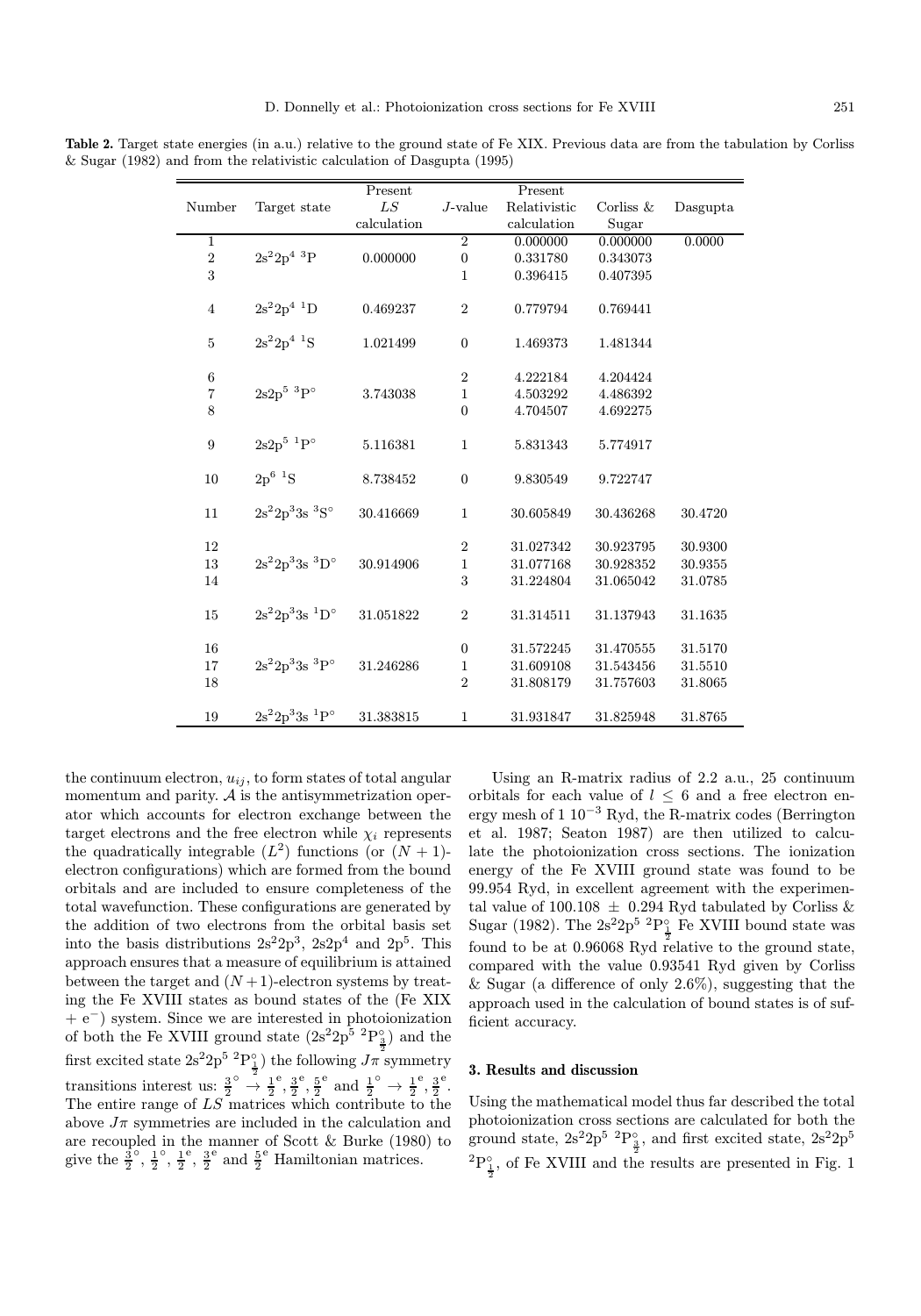**Table 2.** Target state energies (in a.u.) relative to the ground state of Fe XIX. Previous data are from the tabulation by Corliss & Sugar (1982) and from the relativistic calculation of Dasgupta (1995)

| Number | Target state | Present $LS$ calculation | $J$-value | Present Relativistic calculation | Corliss & Sugar | Dasgupta |
|---|---|---|---|---|---|---|
| 1 | | | 2 | 0.000000 | 0.000000 | 0.0000 |
| 2 | $2s^22p^4\ ^3P$ | 0.000000 | 0 | 0.331780 | 0.343073 | |
| 3 | | | 1 | 0.396415 | 0.407395 | |
| 4 | $2s^22p^4\ ^1D$ | 0.469237 | 2 | 0.779794 | 0.769441 | |
| 5 | $2s^22p^4\ ^1S$ | 1.021499 | 0 | 1.469373 | 1.481344 | |
| 6 | | | 2 | 4.222184 | 4.204424 | |
| 7 | $2s2p^5\ ^3P^{\circ}$ | 3.743038 | 1 | 4.503292 | 4.486392 | |
| 8 | | | 0 | 4.704507 | 4.692275 | |
| 9 | $2s2p^5\ ^1P^{\circ}$ | 5.116381 | 1 | 5.831343 | 5.774917 | |
| 10 | $2p^6\ ^1S$ | 8.738452 | 0 | 9.830549 | 9.722747 | |
| 11 | $2s^22p^33s\ ^3S^{\circ}$ | 30.416669 | 1 | 30.605849 | 30.436268 | 30.4720 |
| 12 | | | 2 | 31.027342 | 30.923795 | 30.9300 |
| 13 | $2s^22p^33s\ ^3D^{\circ}$ | 30.914906 | 1 | 31.077168 | 30.928352 | 30.9355 |
| 14 | | | 3 | 31.224804 | 31.065042 | 31.0785 |
| 15 | $2s^22p^33s\ ^1D^{\circ}$ | 31.051822 | 2 | 31.314511 | 31.137943 | 31.1635 |
| 16 | | | 0 | 31.572245 | 31.470555 | 31.5170 |
| 17 | $2s^22p^33s\ ^3P^{\circ}$ | 31.246286 | 1 | 31.609108 | 31.543456 | 31.5510 |
| 18 | | | 2 | 31.808179 | 31.757603 | 31.8065 |
| 19 | $2s^22p^33s\ ^1P^{\circ}$ | 31.383815 | 1 | 31.931847 | 31.825948 | 31.8765 |

the continuum electron, $u_{ij}$, to form states of total angular momentum and parity. $\mathcal{A}$ is the antisymmetrization operator which accounts for electron exchange between the target electrons and the free electron while $\chi_i$ represents the quadratically integrable ($L^2$) functions (or $(N+1)$-electron configurations) which are formed from the bound orbitals and are included to ensure completeness of the total wavefunction. These configurations are generated by the addition of two electrons from the orbital basis set into the basis distributions $2s^22p^3$, $2s2p^4$ and $2p^5$. This approach ensures that a measure of equilibrium is attained between the target and $(N+1)$-electron systems by treating the Fe XVIII states as bound states of the (Fe XIX + $e^-$) system. Since we are interested in photoionization of both the Fe XVIII ground state ($2s^22p^5\ ^2P^{\circ}_{\frac{3}{2}}$) and the first excited state $2s^22p^5\ ^2P^{\circ}_{\frac{1}{2}}$) the following $J\pi$ symmetry transitions interest us: $\frac{3}{2}^{\circ} \rightarrow \frac{1}{2}^{e}, \frac{3}{2}^{e}, \frac{5}{2}^{e}$ and $\frac{1}{2}^{\circ} \rightarrow \frac{1}{2}^{e}, \frac{3}{2}^{e}$. The entire range of $LS$ matrices which contribute to the above $J\pi$ symmetries are included in the calculation and are recoupled in the manner of Scott & Burke (1980) to give the $\frac{3}{2}^{\circ}$, $\frac{1}{2}^{\circ}$, $\frac{1}{2}^{e}$, $\frac{3}{2}^{e}$ and $\frac{5}{2}^{e}$ Hamiltonian matrices.

Using an R-matrix radius of 2.2 a.u., 25 continuum orbitals for each value of $l \leq 6$ and a free electron energy mesh of 1 $10^{-3}$ Ryd, the R-matrix codes (Berrington et al. 1987; Seaton 1987) are then utilized to calculate the photoionization cross sections. The ionization energy of the Fe XVIII ground state was found to be 99.954 Ryd, in excellent agreement with the experimental value of $100.108 \pm 0.294$ Ryd tabulated by Corliss & Sugar (1982). The $2s^22p^5\ ^2P^{\circ}_{\frac{1}{2}}$ Fe XVIII bound state was found to be at 0.96068 Ryd relative to the ground state, compared with the value 0.93541 Ryd given by Corliss & Sugar (a difference of only 2.6%), suggesting that the approach used in the calculation of bound states is of sufficient accuracy.

### 3. Results and discussion

Using the mathematical model thus far described the total photoionization cross sections are calculated for both the ground state, $2s^22p^5\ ^2P^{\circ}_{\frac{3}{2}}$, and first excited state, $2s^22p^5\ ^2P^{\circ}_{\frac{1}{2}}$, of Fe XVIII and the results are presented in Fig. 1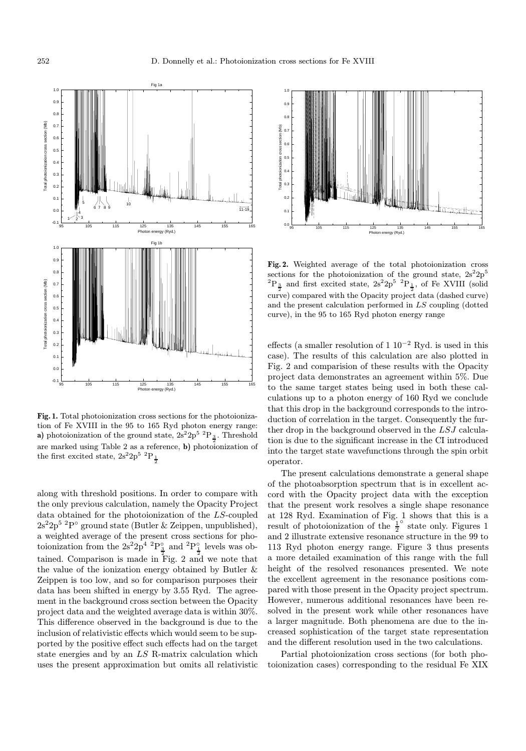**Fig. 1.** Total photoionization cross sections for the photoionization of Fe XVIII in the 95 to 165 Ryd photon energy range: **a)** photoionization of the ground state, $2s^22p^5\ ^2P_{\frac{3}{2}}$. Threshold are marked using Table 2 as a reference, **b)** photoionization of the first excited state, $2s^22p^5\ ^2P_{\frac{1}{2}}$

**Fig. 2.** Weighted average of the total photoionization cross sections for the photoionization of the ground state, $2s^22p^5\ ^2P_{\frac{3}{2}}$ and first excited state, $2s^22p^5\ ^2P_{\frac{1}{2}}$, of Fe XVIII (solid curve) compared with the Opacity project data (dashed curve) and the present calculation performed in *LS* coupling (dotted curve), in the 95 to 165 Ryd photon energy range

along with threshold positions. In order to compare with the only previous calculation, namely the Opacity Project data obtained for the photoionization of the *LS*-coupled $2s^22p^5\ ^2P^{\circ}$ ground state (Butler & Zeippen, unpublished), a weighted average of the present cross sections for photoionization from the $2s^22p^4\ ^2P^{\circ}_{\frac{3}{2}}$ and $^2P^{\circ}_{\frac{1}{2}}$ levels was obtained. Comparison is made in Fig. 2 and we note that the value of the ionization energy obtained by Butler & Zeippen is too low, and so for comparison purposes their data has been shifted in energy by 3.55 Ryd. The agreement in the background cross section between the Opacity project data and the weighted average data is within 30%. This difference observed in the background is due to the inclusion of relativistic effects which would seem to be supported by the positive effect such effects had on the target state energies and by an *LS* R-matrix calculation which uses the present approximation but omits all relativistic effects (a smaller resolution of 1 $10^{-2}$ Ryd. is used in this case). The results of this calculation are also plotted in Fig. 2 and comparision of these results with the Opacity project data demonstrates an agreement within 5%. Due to the same target states being used in both these calculations up to a photon energy of 160 Ryd we conclude that this drop in the background corresponds to the introduction of correlation in the target. Consequently the further drop in the background observed in the *LSJ* calculation is due to the significant increase in the CI introduced into the target state wavefunctions through the spin orbit operator.

The present calculations demonstrate a general shape of the photoabsorption spectrum that is in excellent accord with the Opacity project data with the exception that the present work resolves a single shape resonance at 128 Ryd. Examination of Fig. 1 shows that this is a result of photoionization of the $\frac{1}{2}^{\circ}$ state only. Figures 1 and 2 illustrate extensive resonance structure in the 99 to 113 Ryd photon energy range. Figure 3 thus presents a more detailed examination of this range with the full height of the resolved resonances presented. We note the excellent agreement in the resonance positions compared with those present in the Opacity project spectrum. However, numerous additional resonances have been resolved in the present work while other resonances have a larger magnitude. Both phenomena are due to the increased sophistication of the target state representation and the different resolution used in the two calculations.

Partial photoionization cross sections (for both photoionization cases) corresponding to the residual Fe XIX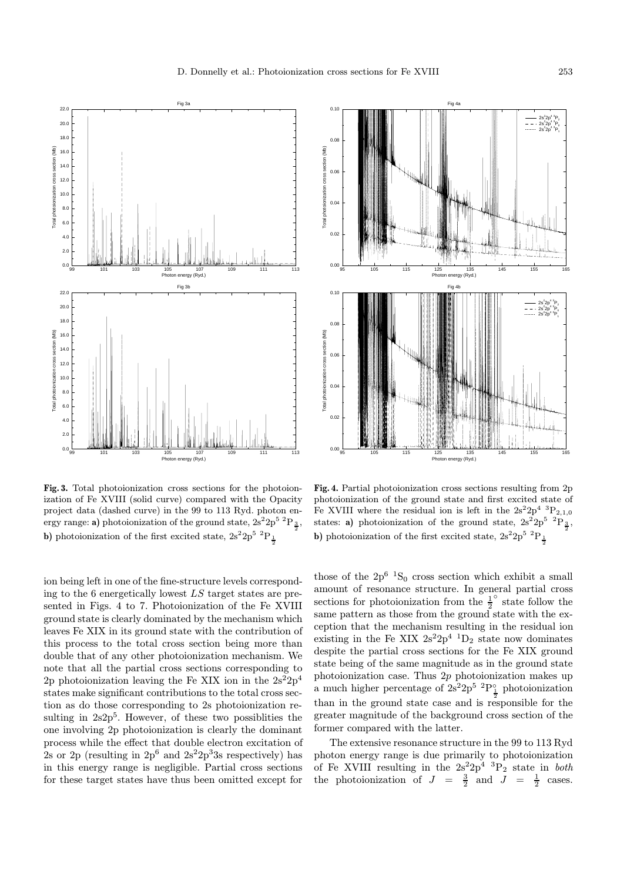**Fig. 3.** Total photoionization cross sections for the photoionization of Fe XVIII (solid curve) compared with the Opacity project data (dashed curve) in the 99 to 113 Ryd. photon energy range: **a)** photoionization of the ground state, $2s^22p^5\ ^2P_{\frac{3}{2}}$, **b)** photoionization of the first excited state, $2s^22p^5\ ^2P_{\frac{1}{2}}$

**Fig. 4.** Partial photoionization cross sections resulting from 2p photoionization of the ground state and first excited state of Fe XVIII where the residual ion is left in the $2s^22p^4\ ^3P_{2,1,0}$ states: **a)** photoionization of the ground state, $2s^22p^5\ ^2P_{\frac{3}{2}}$, **b)** photoionization of the first excited state, $2s^22p^5\ ^2P_{\frac{1}{2}}$

ion being left in one of the fine-structure levels corresponding to the 6 energetically lowest $LS$ target states are presented in Figs. 4 to 7. Photoionization of the Fe XVIII ground state is clearly dominated by the mechanism which leaves Fe XIX in its ground state with the contribution of this process to the total cross section being more than double that of any other photoionization mechanism. We note that all the partial cross sections corresponding to 2p photoionization leaving the Fe XIX ion in the $2s^22p^4$ states make significant contributions to the total cross section as do those corresponding to 2s photoionization resulting in $2s2p^5$. However, of these two possiblities the one involving 2p photoionization is clearly the dominant process while the effect that double electron excitation of 2s or 2p (resulting in $2p^6$ and $2s^22p^33s$ respectively) has in this energy range is negligible. Partial cross sections for these target states have thus been omitted except for those of the $2p^6\ ^1S_0$ cross section which exhibit a small amount of resonance structure. In general partial cross sections for photoionization from the $\frac{1}{2}^{\circ}$ state follow the same pattern as those from the ground state with the exception that the mechanism resulting in the residual ion existing in the Fe XIX $2s^22p^4\ ^1D_2$ state now dominates despite the partial cross sections for the Fe XIX ground state being of the same magnitude as in the ground state photoionization case. Thus $2p$ photoionization makes up a much higher percentage of $2s^22p^5\ ^2P^{\circ}_{\frac{1}{2}}$ photoionization than in the ground state case and is responsible for the greater magnitude of the background cross section of the former compared with the latter.

The extensive resonance structure in the 99 to 113 Ryd photon energy range is due primarily to photoionization of Fe XVIII resulting in the $2s^22p^4\ ^3P_2$ state in *both* the photoionization of $J = \frac{3}{2}$ and $J = \frac{1}{2}$ cases.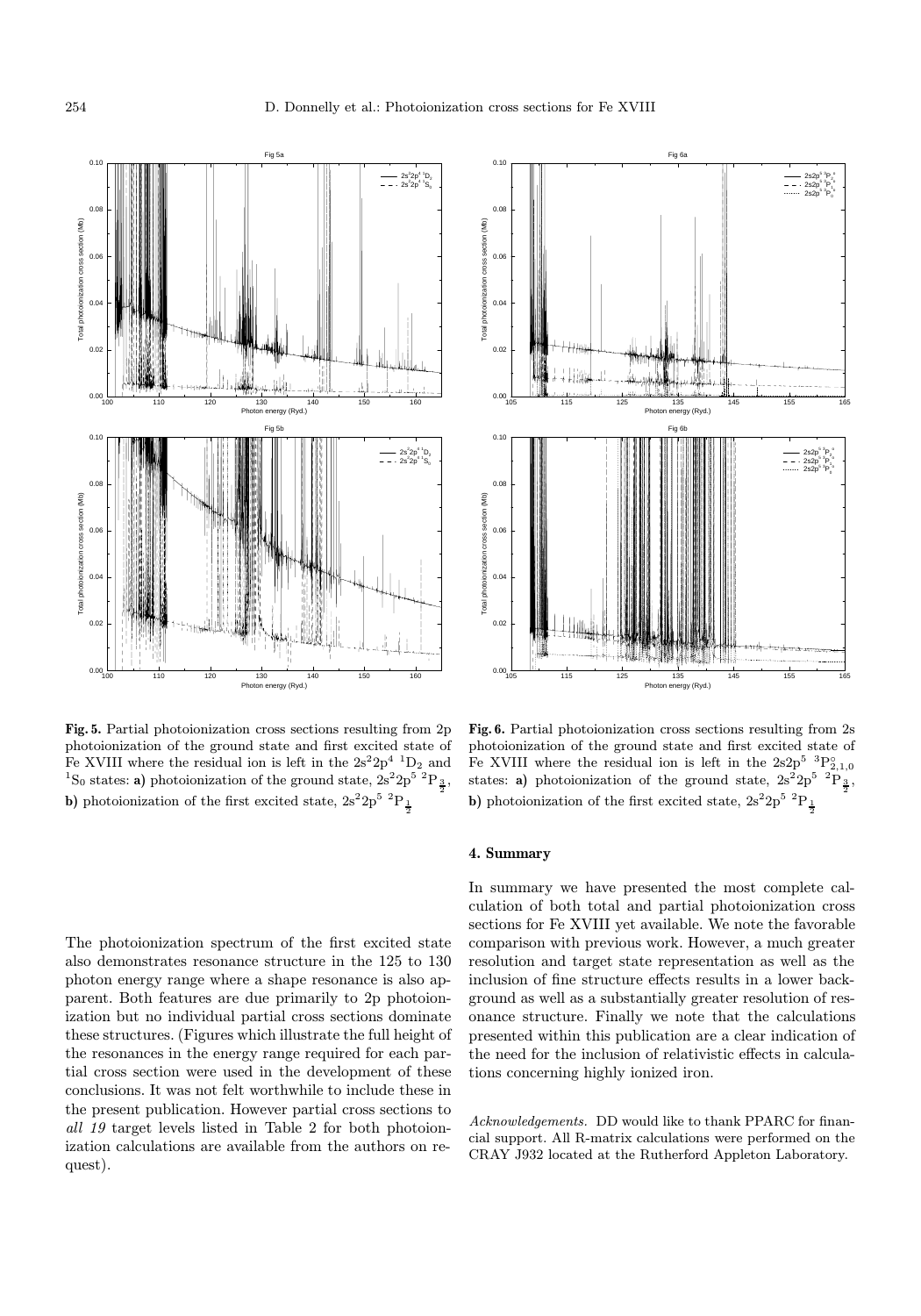**Fig. 5.** Partial photoionization cross sections resulting from 2p photoionization of the ground state and first excited state of Fe XVIII where the residual ion is left in the $2s^2 2p^4\ ^1D_2$ and $^1S_0$ states: **a)** photoionization of the ground state, $2s^2 2p^5\ ^2P_{\frac{3}{2}}$, **b)** photoionization of the first excited state, $2s^2 2p^5\ ^2P_{\frac{1}{2}}$

**Fig. 6.** Partial photoionization cross sections resulting from 2s photoionization of the ground state and first excited state of Fe XVIII where the residual ion is left in the $2s2p^5\ ^3P^o_{2,1,0}$ states: **a)** photoionization of the ground state, $2s^2 2p^5\ ^2P_{\frac{3}{2}}$, **b)** photoionization of the first excited state, $2s^2 2p^5\ ^2P_{\frac{1}{2}}$

The photoionization spectrum of the first excited state also demonstrates resonance structure in the 125 to 130 photon energy range where a shape resonance is also apparent. Both features are due primarily to 2p photoionization but no individual partial cross sections dominate these structures. (Figures which illustrate the full height of the resonances in the energy range required for each partial cross section were used in the development of these conclusions. It was not felt worthwhile to include these in the present publication. However partial cross sections to *all 19* target levels listed in Table 2 for both photoionization calculations are available from the authors on request).

## 4. Summary

In summary we have presented the most complete calculation of both total and partial photoionization cross sections for Fe XVIII yet available. We note the favorable comparison with previous work. However, a much greater resolution and target state representation as well as the inclusion of fine structure effects results in a lower background as well as a substantially greater resolution of resonance structure. Finally we note that the calculations presented within this publication are a clear indication of the need for the inclusion of relativistic effects in calculations concerning highly ionized iron.

*Acknowledgements.* DD would like to thank PPARC for financial support. All R-matrix calculations were performed on the CRAY J932 located at the Rutherford Appleton Laboratory.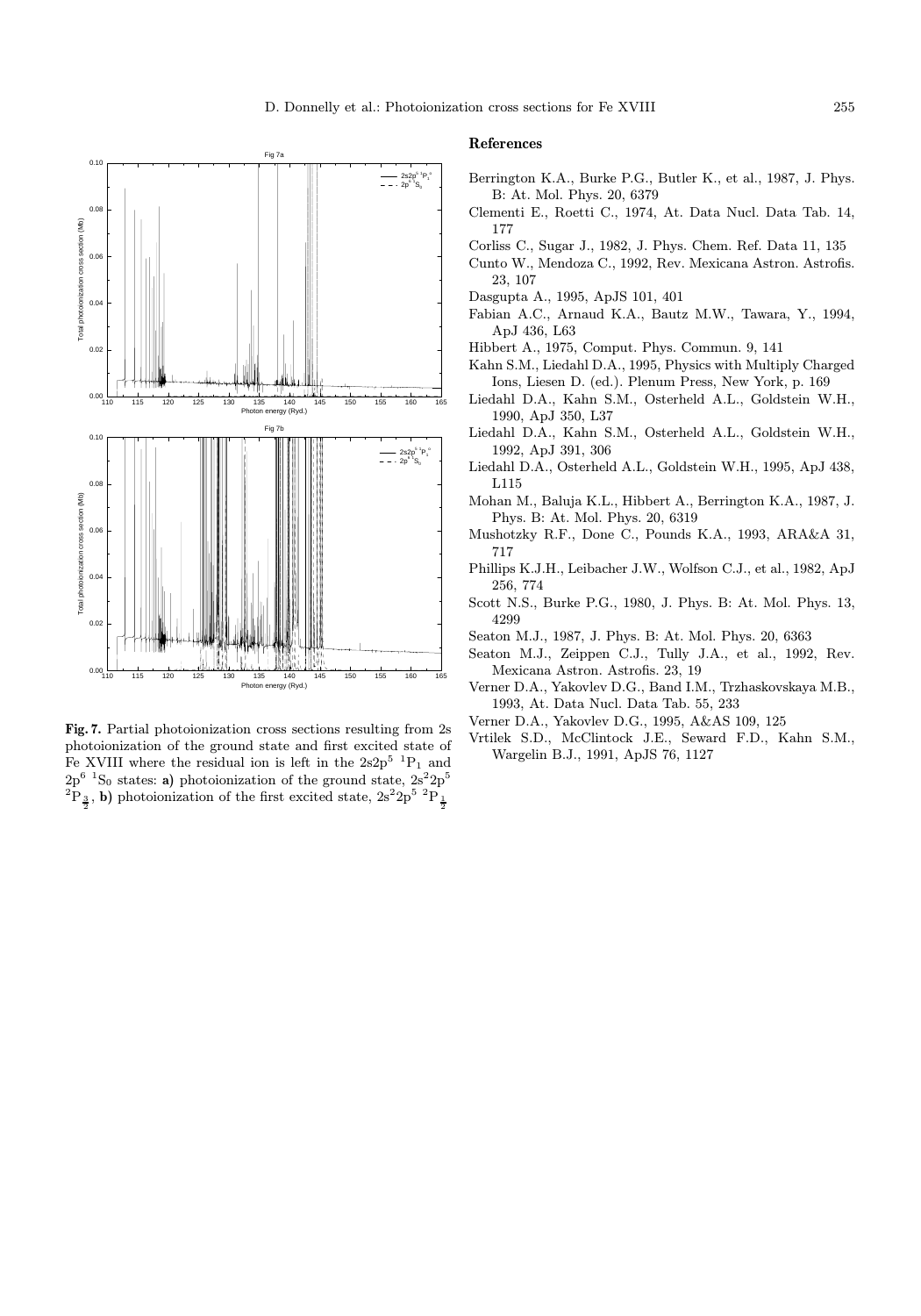Fig 7a

0.10
0.08
0.06
0.04
0.02
0.00

110 115 120 125 130 135 140 145 150 155 160 165

Total photoionization cross section (Mb)

Photon energy (Ryd.)

$2s2p^{5}\ ^{1}P_{1}^{o}$
$2p^{6}\ ^{1}S_{0}$

Fig 7b

0.10
0.08
0.06
0.04
0.02
0.00

110 115 120 125 130 135 140 145 150 155 160 165

Total photoionization cross section (Mb)

Photon energy (Ryd.)

$2s2p^{5}\ ^{1}P_{1}^{o}$
$2p^{6}\ ^{1}S_{0}$

**Fig. 7.** Partial photoionization cross sections resulting from 2s photoionization of the ground state and first excited state of Fe XVIII where the residual ion is left in the $2s2p^5\ ^1P_1$ and $2p^6\ ^1S_0$ states: **a)** photoionization of the ground state, $2s^22p^5\ ^2P_{\frac{3}{2}}$, **b)** photoionization of the first excited state, $2s^22p^5\ ^2P_{\frac{1}{2}}$

## References

Berrington K.A., Burke P.G., Butler K., et al., 1987, J. Phys. B: At. Mol. Phys. 20, 6379

Clementi E., Roetti C., 1974, At. Data Nucl. Data Tab. 14, 177

Corliss C., Sugar J., 1982, J. Phys. Chem. Ref. Data 11, 135

Cunto W., Mendoza C., 1992, Rev. Mexicana Astron. Astrofis. 23, 107

Dasgupta A., 1995, ApJS 101, 401

Fabian A.C., Arnaud K.A., Bautz M.W., Tawara, Y., 1994, ApJ 436, L63

Hibbert A., 1975, Comput. Phys. Commun. 9, 141

Kahn S.M., Liedahl D.A., 1995, Physics with Multiply Charged Ions, Liesen D. (ed.). Plenum Press, New York, p. 169

Liedahl D.A., Kahn S.M., Osterheld A.L., Goldstein W.H., 1990, ApJ 350, L37

Liedahl D.A., Kahn S.M., Osterheld A.L., Goldstein W.H., 1992, ApJ 391, 306

Liedahl D.A., Osterheld A.L., Goldstein W.H., 1995, ApJ 438, L115

Mohan M., Baluja K.L., Hibbert A., Berrington K.A., 1987, J. Phys. B: At. Mol. Phys. 20, 6319

Mushotzky R.F., Done C., Pounds K.A., 1993, ARA&A 31, 717

Phillips K.J.H., Leibacher J.W., Wolfson C.J., et al., 1982, ApJ 256, 774

Scott N.S., Burke P.G., 1980, J. Phys. B: At. Mol. Phys. 13, 4299

Seaton M.J., 1987, J. Phys. B: At. Mol. Phys. 20, 6363

Seaton M.J., Zeippen C.J., Tully J.A., et al., 1992, Rev. Mexicana Astron. Astrofis. 23, 19

Verner D.A., Yakovlev D.G., Band I.M., Trzhaskovskaya M.B., 1993, At. Data Nucl. Data Tab. 55, 233

Verner D.A., Yakovlev D.G., 1995, A&AS 109, 125

Vrtilek S.D., McClintock J.E., Seward F.D., Kahn S.M., Wargelin B.J., 1991, ApJS 76, 1127